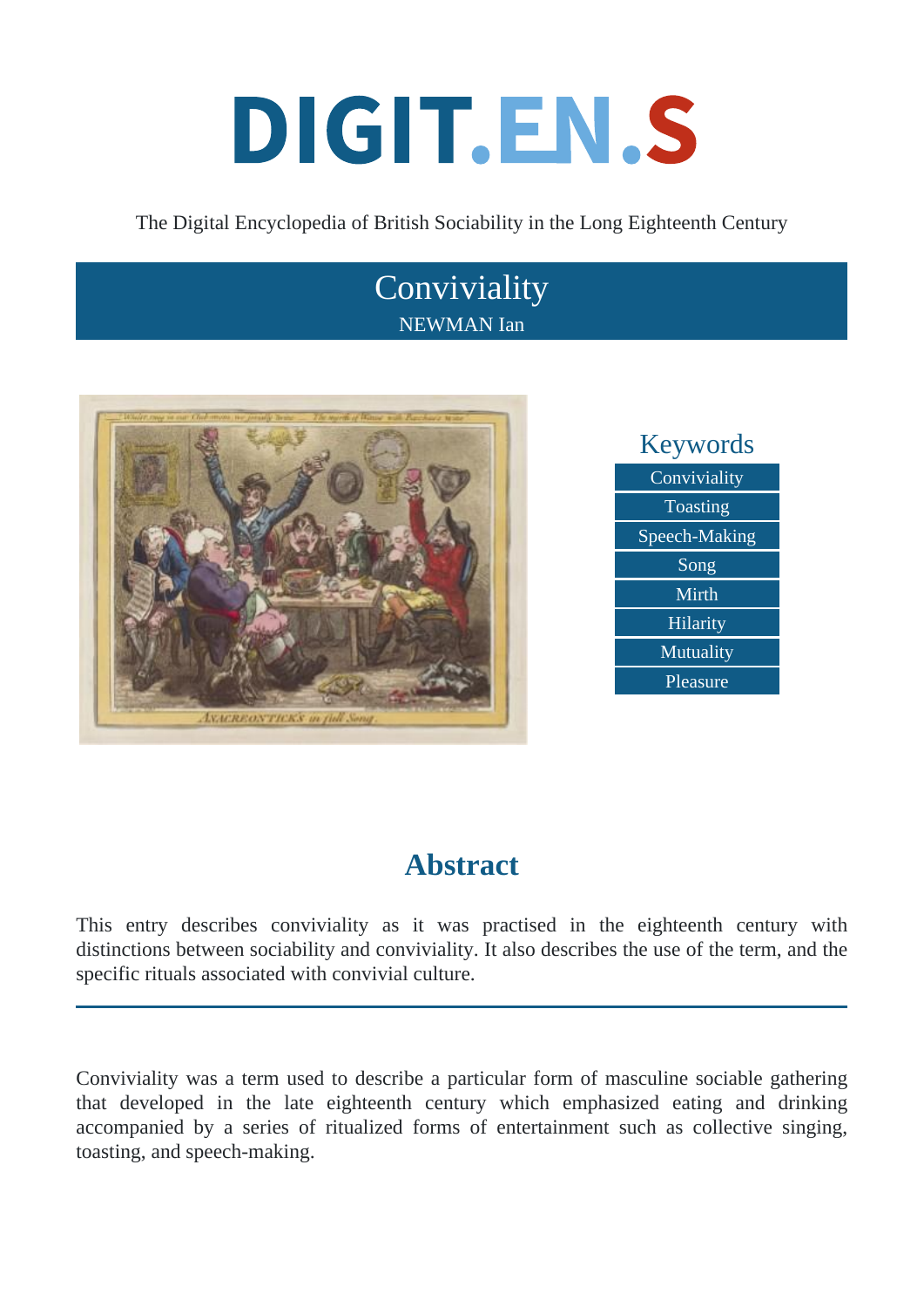# DIGIT.EN.S

The Digital Encyclopedia of British Sociability in the Long Eighteenth Century

## Conviviality

NEWMAN Ian

### Keywords

- Conviviality
- Toasting
- Speech-Making
- Song
- Mirth
- Hilarity
- Mutuality
- Pleasure

## Abstract

This entry describes conviviality as it was practised in the eighteenth century with distinctions between sociability and conviviality. It also describes the use of the term, and the specific rituals associated with convivial culture.

---

Conviviality was a term used to describe a particular form of masculine sociable gathering that developed in the late eighteenth century which emphasized eating and drinking accompanied by a series of ritualized forms of entertainment such as collective singing, toasting, and speech-making.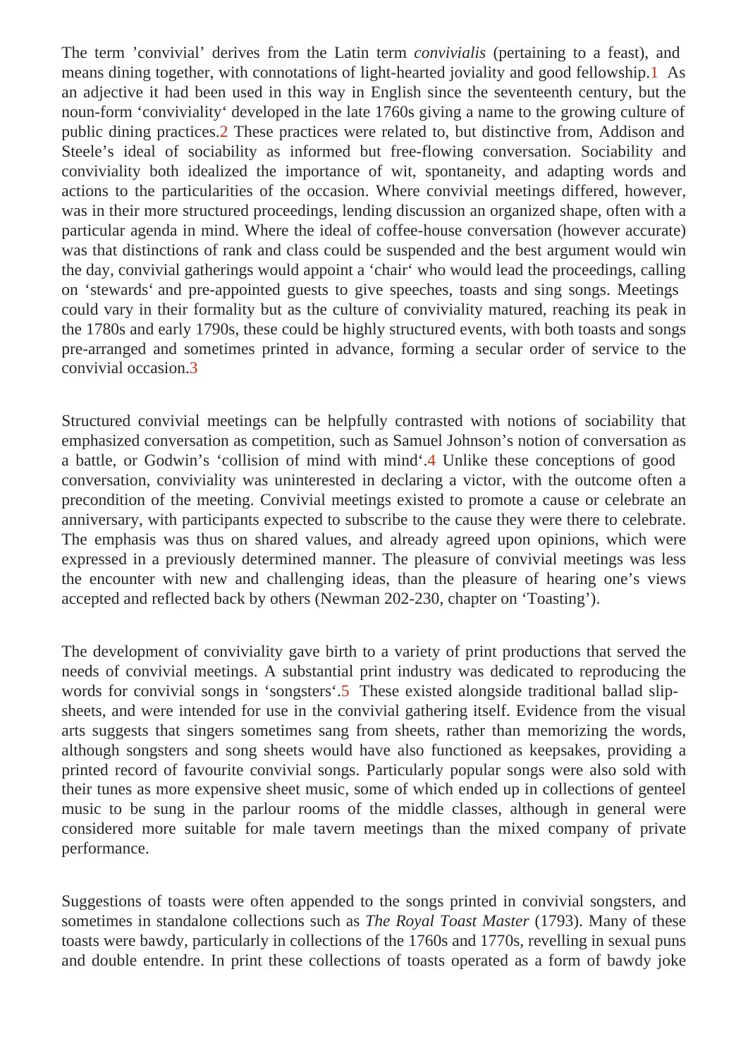The term 'convivial' derives from the Latin term *convivialis* (pertaining to a feast), and means dining together, with connotations of light-hearted joviality and good fellowship.[1] As an adjective it had been used in this way in English since the seventeenth century, but the noun-form 'conviviality' developed in the late 1760s giving a name to the growing culture of public dining practices.[2] These practices were related to, but distinctive from, Addison and Steele's ideal of sociability as informed but free-flowing conversation. Sociability and conviviality both idealized the importance of wit, spontaneity, and adapting words and actions to the particularities of the occasion. Where convivial meetings differed, however, was in their more structured proceedings, lending discussion an organized shape, often with a particular agenda in mind. Where the ideal of coffee-house conversation (however accurate) was that distinctions of rank and class could be suspended and the best argument would win the day, convivial gatherings would appoint a 'chair' who would lead the proceedings, calling on 'stewards' and pre-appointed guests to give speeches, toasts and sing songs. Meetings could vary in their formality but as the culture of conviviality matured, reaching its peak in the 1780s and early 1790s, these could be highly structured events, with both toasts and songs pre-arranged and sometimes printed in advance, forming a secular order of service to the convivial occasion.[3]

Structured convivial meetings can be helpfully contrasted with notions of sociability that emphasized conversation as competition, such as Samuel Johnson's notion of conversation as a battle, or Godwin's 'collision of mind with mind'.[4] Unlike these conceptions of good conversation, conviviality was uninterested in declaring a victor, with the outcome often a precondition of the meeting. Convivial meetings existed to promote a cause or celebrate an anniversary, with participants expected to subscribe to the cause they were there to celebrate. The emphasis was thus on shared values, and already agreed upon opinions, which were expressed in a previously determined manner. The pleasure of convivial meetings was less the encounter with new and challenging ideas, than the pleasure of hearing one's views accepted and reflected back by others (Newman 202-230, chapter on 'Toasting').

The development of conviviality gave birth to a variety of print productions that served the needs of convivial meetings. A substantial print industry was dedicated to reproducing the words for convivial songs in 'songsters'.[5] These existed alongside traditional ballad slip-sheets, and were intended for use in the convivial gathering itself. Evidence from the visual arts suggests that singers sometimes sang from sheets, rather than memorizing the words, although songsters and song sheets would have also functioned as keepsakes, providing a printed record of favourite convivial songs. Particularly popular songs were also sold with their tunes as more expensive sheet music, some of which ended up in collections of genteel music to be sung in the parlour rooms of the middle classes, although in general were considered more suitable for male tavern meetings than the mixed company of private performance.

Suggestions of toasts were often appended to the songs printed in convivial songsters, and sometimes in standalone collections such as *The Royal Toast Master* (1793). Many of these toasts were bawdy, particularly in collections of the 1760s and 1770s, revelling in sexual puns and double entendre. In print these collections of toasts operated as a form of bawdy joke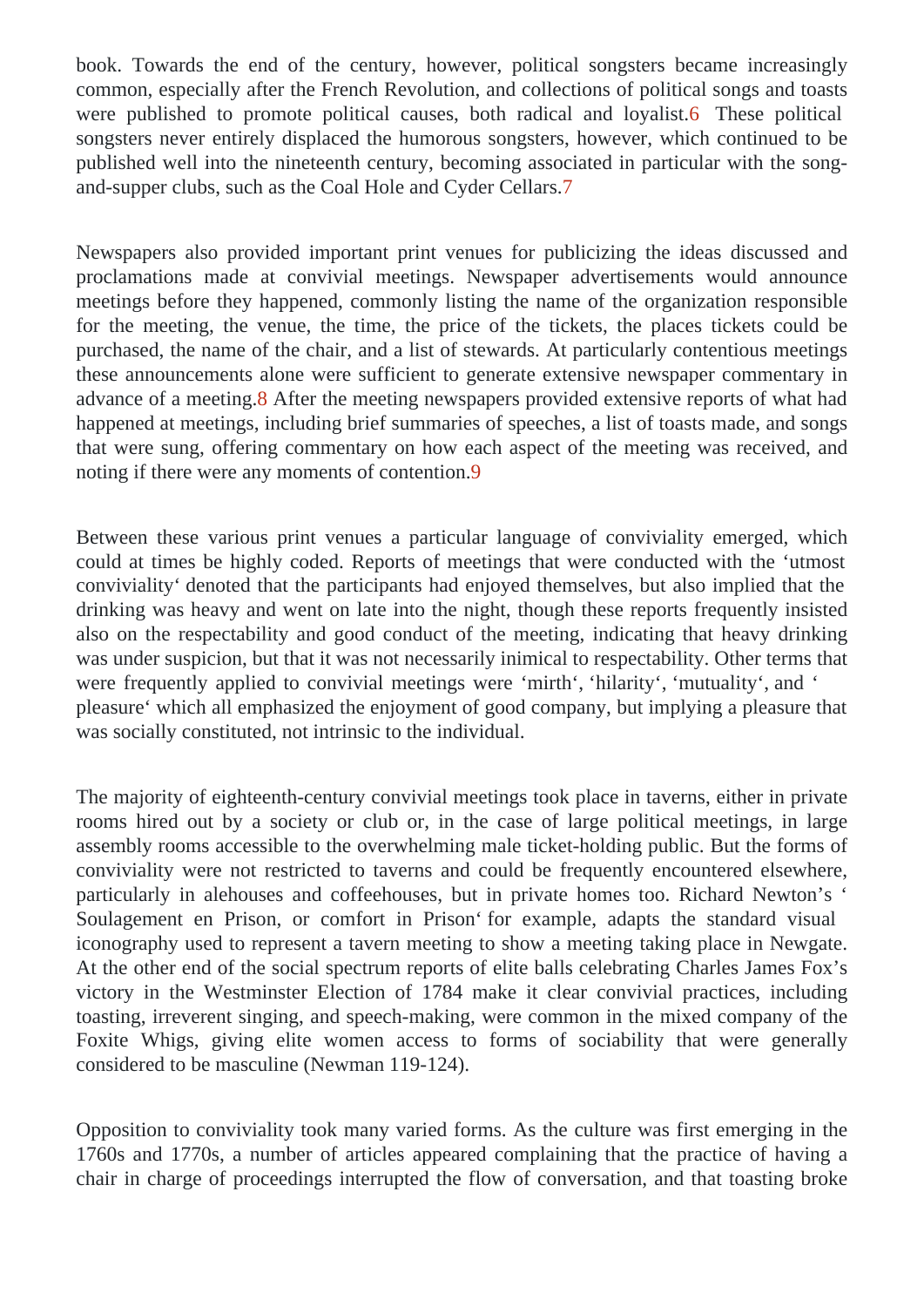book. Towards the end of the century, however, political songsters became increasingly common, especially after the French Revolution, and collections of political songs and toasts were published to promote political causes, both radical and loyalist.[6] These political songsters never entirely displaced the humorous songsters, however, which continued to be published well into the nineteenth century, becoming associated in particular with the song-and-supper clubs, such as the Coal Hole and Cyder Cellars.[7]

Newspapers also provided important print venues for publicizing the ideas discussed and proclamations made at convivial meetings. Newspaper advertisements would announce meetings before they happened, commonly listing the name of the organization responsible for the meeting, the venue, the time, the price of the tickets, the places tickets could be purchased, the name of the chair, and a list of stewards. At particularly contentious meetings these announcements alone were sufficient to generate extensive newspaper commentary in advance of a meeting.[8] After the meeting newspapers provided extensive reports of what had happened at meetings, including brief summaries of speeches, a list of toasts made, and songs that were sung, offering commentary on how each aspect of the meeting was received, and noting if there were any moments of contention.[9]

Between these various print venues a particular language of conviviality emerged, which could at times be highly coded. Reports of meetings that were conducted with the 'utmost conviviality' denoted that the participants had enjoyed themselves, but also implied that the drinking was heavy and went on late into the night, though these reports frequently insisted also on the respectability and good conduct of the meeting, indicating that heavy drinking was under suspicion, but that it was not necessarily inimical to respectability. Other terms that were frequently applied to convivial meetings were 'mirth', 'hilarity', 'mutuality', and 'pleasure' which all emphasized the enjoyment of good company, but implying a pleasure that was socially constituted, not intrinsic to the individual.

The majority of eighteenth-century convivial meetings took place in taverns, either in private rooms hired out by a society or club or, in the case of large political meetings, in large assembly rooms accessible to the overwhelming male ticket-holding public. But the forms of conviviality were not restricted to taverns and could be frequently encountered elsewhere, particularly in alehouses and coffeehouses, but in private homes too. Richard Newton's 'Soulagement en Prison, or comfort in Prison' for example, adapts the standard visual iconography used to represent a tavern meeting to show a meeting taking place in Newgate. At the other end of the social spectrum reports of elite balls celebrating Charles James Fox's victory in the Westminster Election of 1784 make it clear convivial practices, including toasting, irreverent singing, and speech-making, were common in the mixed company of the Foxite Whigs, giving elite women access to forms of sociability that were generally considered to be masculine (Newman 119-124).

Opposition to conviviality took many varied forms. As the culture was first emerging in the 1760s and 1770s, a number of articles appeared complaining that the practice of having a chair in charge of proceedings interrupted the flow of conversation, and that toasting broke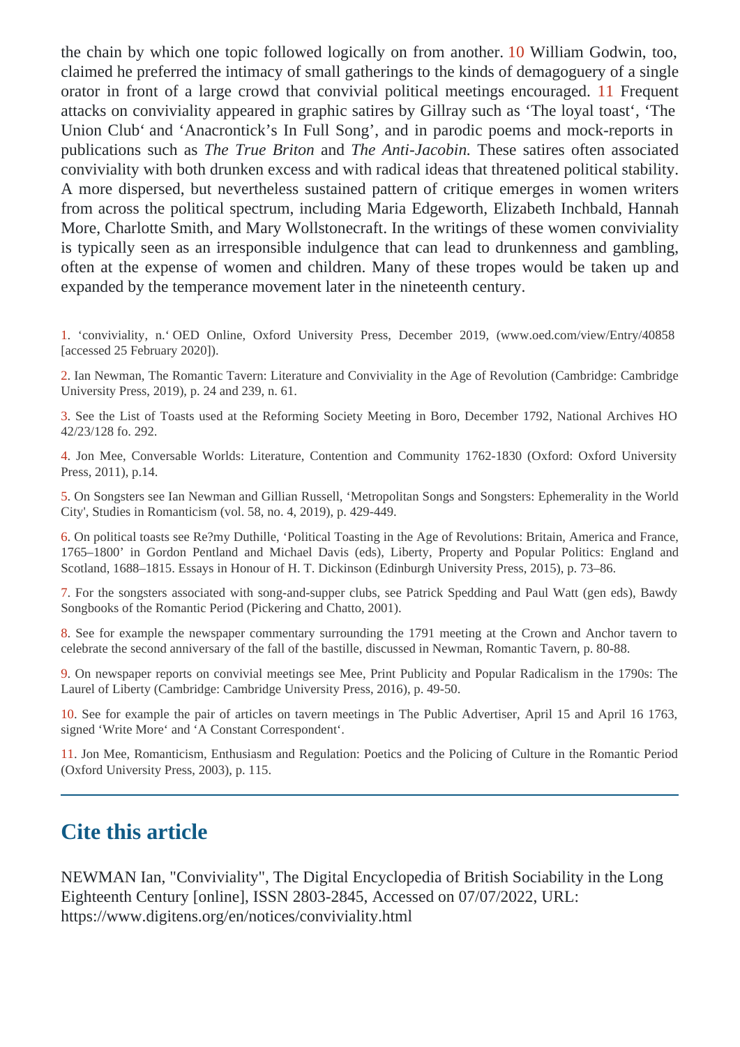the chain by which one topic followed logically on from another. 10 William Godwin, too, claimed he preferred the intimacy of small gatherings to the kinds of demagoguery of a single orator in front of a large crowd that convivial political meetings encouraged. 11 Frequent attacks on conviviality appeared in graphic satires by Gillray such as 'The loyal toast', 'The Union Club' and 'Anacrontick's In Full Song', and in parodic poems and mock-reports in publications such as *The True Briton* and *The Anti-Jacobin.* These satires often associated conviviality with both drunken excess and with radical ideas that threatened political stability. A more dispersed, but nevertheless sustained pattern of critique emerges in women writers from across the political spectrum, including Maria Edgeworth, Elizabeth Inchbald, Hannah More, Charlotte Smith, and Mary Wollstonecraft. In the writings of these women conviviality is typically seen as an irresponsible indulgence that can lead to drunkenness and gambling, often at the expense of women and children. Many of these tropes would be taken up and expanded by the temperance movement later in the nineteenth century.

1. 'conviviality, n.' OED Online, Oxford University Press, December 2019, (www.oed.com/view/Entry/40858 [accessed 25 February 2020]).

2. Ian Newman, The Romantic Tavern: Literature and Conviviality in the Age of Revolution (Cambridge: Cambridge University Press, 2019), p. 24 and 239, n. 61.

3. See the List of Toasts used at the Reforming Society Meeting in Boro, December 1792, National Archives HO 42/23/128 fo. 292.

4. Jon Mee, Conversable Worlds: Literature, Contention and Community 1762-1830 (Oxford: Oxford University Press, 2011), p.14.

5. On Songsters see Ian Newman and Gillian Russell, 'Metropolitan Songs and Songsters: Ephemerality in the World City', Studies in Romanticism (vol. 58, no. 4, 2019), p. 429-449.

6. On political toasts see Re?my Duthille, 'Political Toasting in the Age of Revolutions: Britain, America and France, 1765–1800' in Gordon Pentland and Michael Davis (eds), Liberty, Property and Popular Politics: England and Scotland, 1688–1815. Essays in Honour of H. T. Dickinson (Edinburgh University Press, 2015), p. 73–86.

7. For the songsters associated with song-and-supper clubs, see Patrick Spedding and Paul Watt (gen eds), Bawdy Songbooks of the Romantic Period (Pickering and Chatto, 2001).

8. See for example the newspaper commentary surrounding the 1791 meeting at the Crown and Anchor tavern to celebrate the second anniversary of the fall of the bastille, discussed in Newman, Romantic Tavern, p. 80-88.

9. On newspaper reports on convivial meetings see Mee, Print Publicity and Popular Radicalism in the 1790s: The Laurel of Liberty (Cambridge: Cambridge University Press, 2016), p. 49-50.

10. See for example the pair of articles on tavern meetings in The Public Advertiser, April 15 and April 16 1763, signed 'Write More' and 'A Constant Correspondent'.

11. Jon Mee, Romanticism, Enthusiasm and Regulation: Poetics and the Policing of Culture in the Romantic Period (Oxford University Press, 2003), p. 115.

## Cite this article

NEWMAN Ian, "Conviviality", The Digital Encyclopedia of British Sociability in the Long Eighteenth Century [online], ISSN 2803-2845, Accessed on 07/07/2022, URL: https://www.digitens.org/en/notices/conviviality.html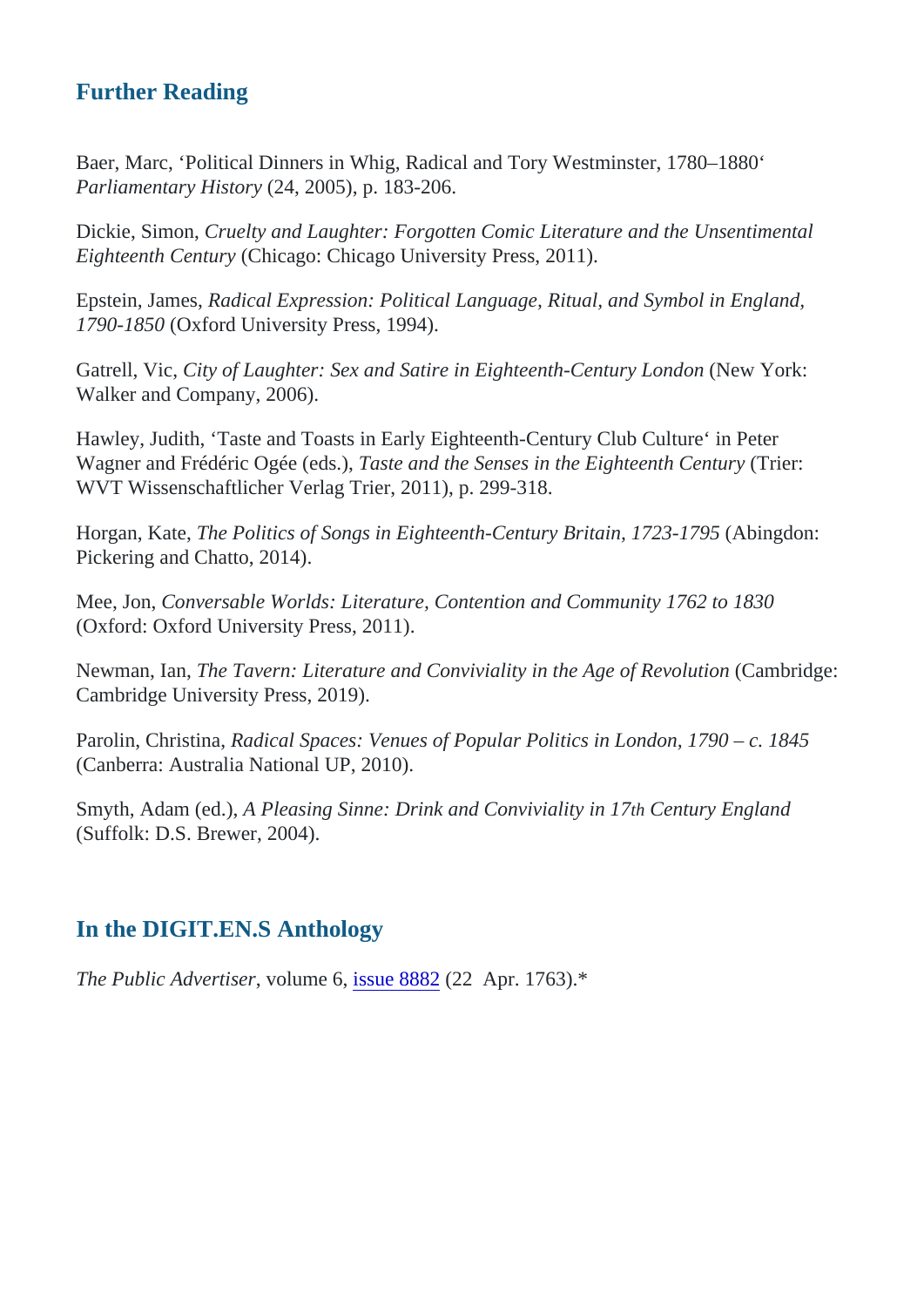## Further Reading

Baer, Marc, 'Political Dinners in Whig, Radical and Tory Westminster, 1780–1880' *Parliamentary History* (24, 2005), p. 183-206.

Dickie, Simon, *Cruelty and Laughter: Forgotten Comic Literature and the Unsentimental Eighteenth Century* (Chicago: Chicago University Press, 2011).

Epstein, James, *Radical Expression: Political Language, Ritual, and Symbol in England, 1790-1850* (Oxford University Press, 1994).

Gatrell, Vic, *City of Laughter: Sex and Satire in Eighteenth-Century London* (New York: Walker and Company, 2006).

Hawley, Judith, 'Taste and Toasts in Early Eighteenth-Century Club Culture' in Peter Wagner and Frédéric Ogée (eds.), *Taste and the Senses in the Eighteenth Century* (Trier: WVT Wissenschaftlicher Verlag Trier, 2011), p. 299-318.

Horgan, Kate, *The Politics of Songs in Eighteenth-Century Britain, 1723-1795* (Abingdon: Pickering and Chatto, 2014).

Mee, Jon, *Conversable Worlds: Literature, Contention and Community 1762 to 1830* (Oxford: Oxford University Press, 2011).

Newman, Ian, *The Tavern: Literature and Conviviality in the Age of Revolution* (Cambridge: Cambridge University Press, 2019).

Parolin, Christina, *Radical Spaces: Venues of Popular Politics in London, 1790 – c. 1845* (Canberra: Australia National UP, 2010).

Smyth, Adam (ed.), *A Pleasing Sinne: Drink and Conviviality in 17th Century England* (Suffolk: D.S. Brewer, 2004).

## In the DIGIT.EN.S Anthology

*The Public Advertiser*, volume 6, issue 8882 (22 Apr. 1763).*